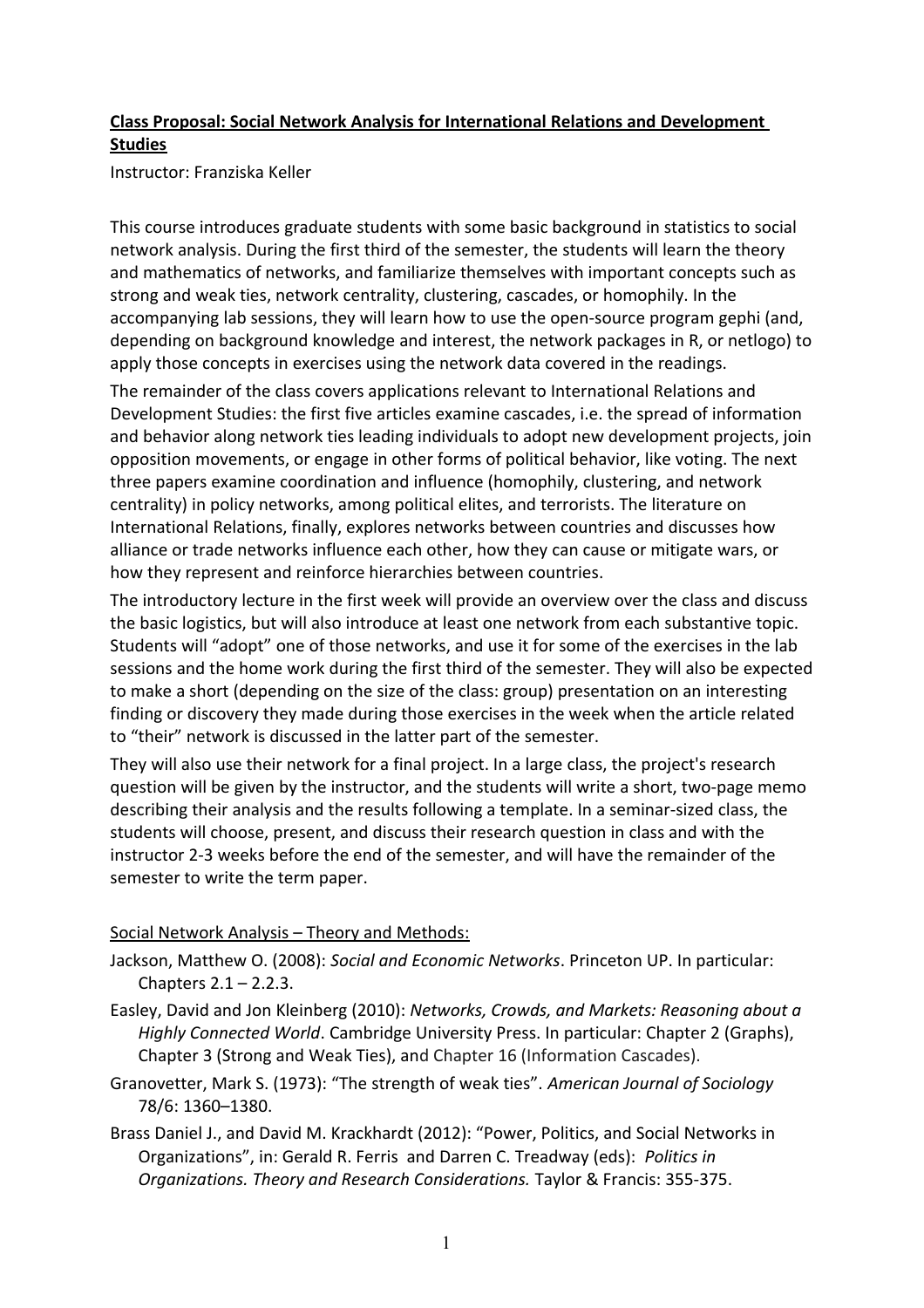**<u>Class Proposal: Social Network Analysis for International Relations and Development Studies</u>**

Instructor: Franziska Keller

This course introduces graduate students with some basic background in statistics to social network analysis. During the first third of the semester, the students will learn the theory and mathematics of networks, and familiarize themselves with important concepts such as strong and weak ties, network centrality, clustering, cascades, or homophily. In the accompanying lab sessions, they will learn how to use the open-source program gephi (and, depending on background knowledge and interest, the network packages in R, or netlogo) to apply those concepts in exercises using the network data covered in the readings.

The remainder of the class covers applications relevant to International Relations and Development Studies: the first five articles examine cascades, i.e. the spread of information and behavior along network ties leading individuals to adopt new development projects, join opposition movements, or engage in other forms of political behavior, like voting. The next three papers examine coordination and influence (homophily, clustering, and network centrality) in policy networks, among political elites, and terrorists. The literature on International Relations, finally, explores networks between countries and discusses how alliance or trade networks influence each other, how they can cause or mitigate wars, or how they represent and reinforce hierarchies between countries.

The introductory lecture in the first week will provide an overview over the class and discuss the basic logistics, but will also introduce at least one network from each substantive topic. Students will "adopt" one of those networks, and use it for some of the exercises in the lab sessions and the home work during the first third of the semester. They will also be expected to make a short (depending on the size of the class: group) presentation on an interesting finding or discovery they made during those exercises in the week when the article related to "their" network is discussed in the latter part of the semester.

They will also use their network for a final project. In a large class, the project's research question will be given by the instructor, and the students will write a short, two-page memo describing their analysis and the results following a template. In a seminar-sized class, the students will choose, present, and discuss their research question in class and with the instructor 2-3 weeks before the end of the semester, and will have the remainder of the semester to write the term paper.

<u>Social Network Analysis – Theory and Methods:</u>

Jackson, Matthew O. (2008): *Social and Economic Networks*. Princeton UP. In particular: Chapters 2.1 – 2.2.3.

Easley, David and Jon Kleinberg (2010): *Networks, Crowds, and Markets: Reasoning about a Highly Connected World*. Cambridge University Press. In particular: Chapter 2 (Graphs), Chapter 3 (Strong and Weak Ties), and Chapter 16 (Information Cascades).

Granovetter, Mark S. (1973): "The strength of weak ties". *American Journal of Sociology* 78/6: 1360–1380.

Brass Daniel J., and David M. Krackhardt (2012): "Power, Politics, and Social Networks in Organizations", in: Gerald R. Ferris and Darren C. Treadway (eds): *Politics in Organizations. Theory and Research Considerations.* Taylor & Francis: 355-375.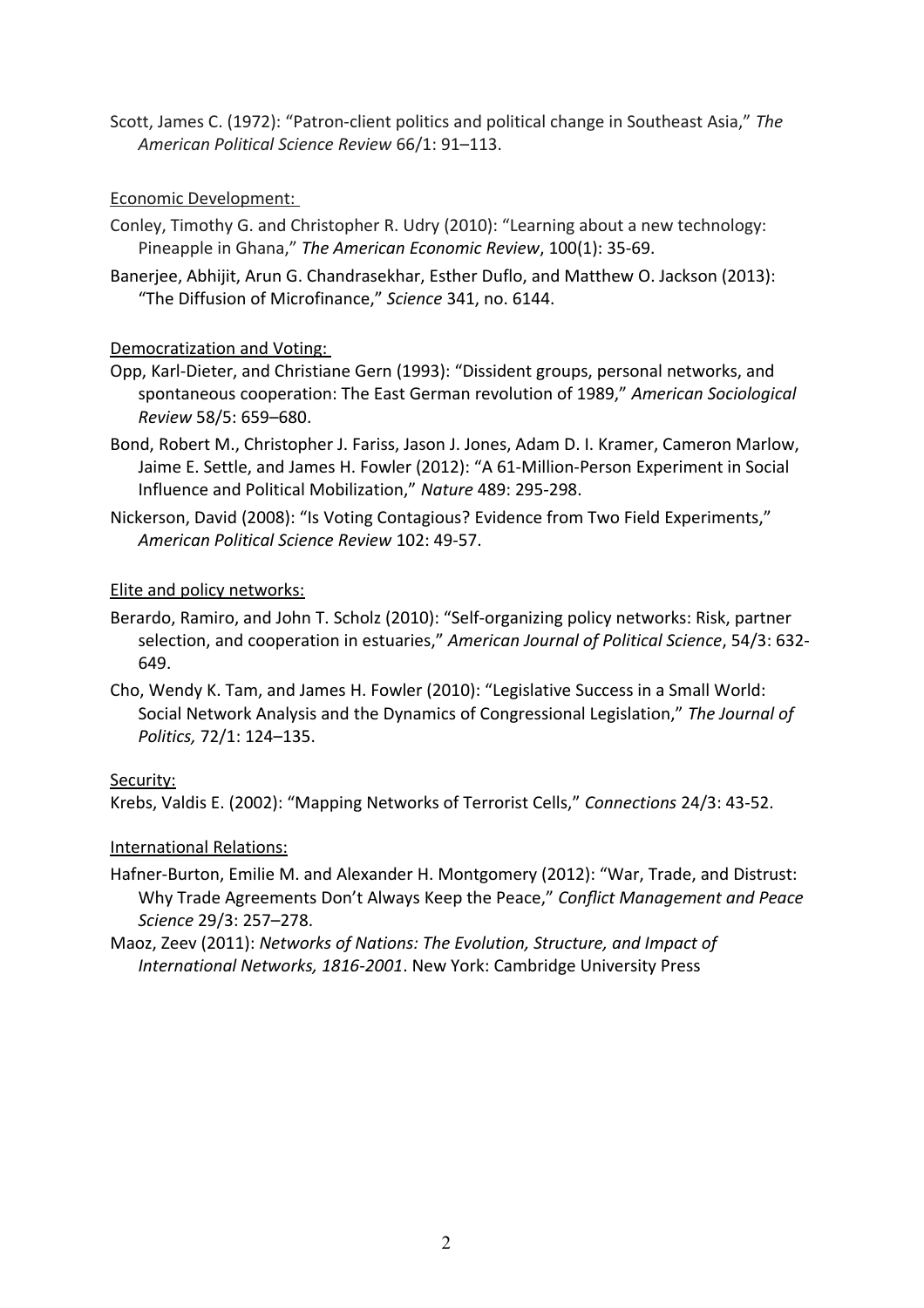Scott, James C. (1972): "Patron-client politics and political change in Southeast Asia," *The American Political Science Review* 66/1: 91–113.

Economic Development:

Conley, Timothy G. and Christopher R. Udry (2010): "Learning about a new technology: Pineapple in Ghana," *The American Economic Review*, 100(1): 35-69.

Banerjee, Abhijit, Arun G. Chandrasekhar, Esther Duflo, and Matthew O. Jackson (2013): "The Diffusion of Microfinance," *Science* 341, no. 6144.

Democratization and Voting:

Opp, Karl-Dieter, and Christiane Gern (1993): "Dissident groups, personal networks, and spontaneous cooperation: The East German revolution of 1989," *American Sociological Review* 58/5: 659–680.

Bond, Robert M., Christopher J. Fariss, Jason J. Jones, Adam D. I. Kramer, Cameron Marlow, Jaime E. Settle, and James H. Fowler (2012): "A 61-Million-Person Experiment in Social Influence and Political Mobilization," *Nature* 489: 295-298.

Nickerson, David (2008): "Is Voting Contagious? Evidence from Two Field Experiments," *American Political Science Review* 102: 49-57.

Elite and policy networks:

Berardo, Ramiro, and John T. Scholz (2010): "Self-organizing policy networks: Risk, partner selection, and cooperation in estuaries," *American Journal of Political Science*, 54/3: 632-649.

Cho, Wendy K. Tam, and James H. Fowler (2010): "Legislative Success in a Small World: Social Network Analysis and the Dynamics of Congressional Legislation," *The Journal of Politics,* 72/1: 124–135.

Security:

Krebs, Valdis E. (2002): "Mapping Networks of Terrorist Cells," *Connections* 24/3: 43-52.

International Relations:

Hafner-Burton, Emilie M. and Alexander H. Montgomery (2012): "War, Trade, and Distrust: Why Trade Agreements Don't Always Keep the Peace," *Conflict Management and Peace Science* 29/3: 257–278.

Maoz, Zeev (2011): *Networks of Nations: The Evolution, Structure, and Impact of International Networks, 1816-2001*. New York: Cambridge University Press